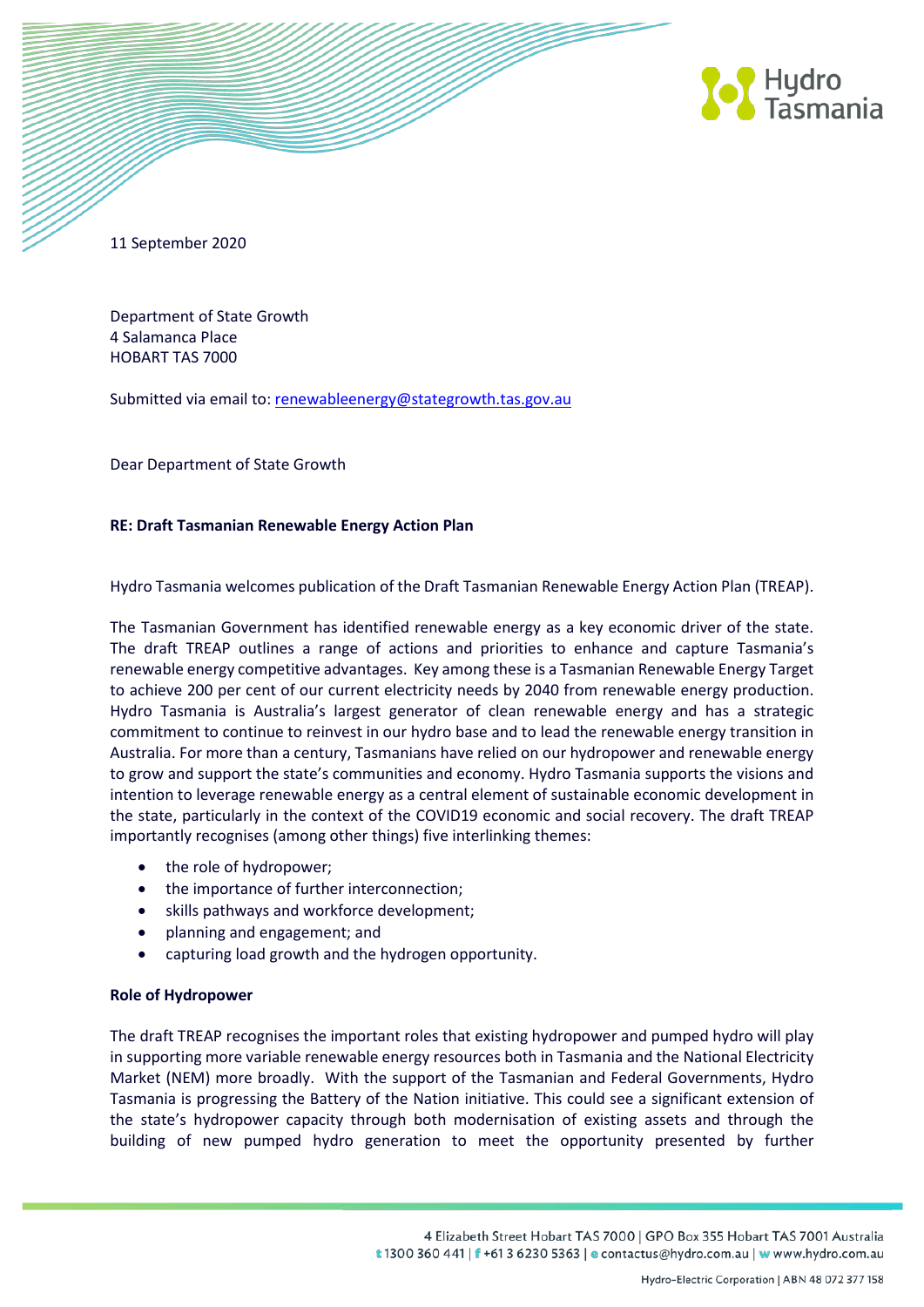11 September 2020

Department of State Growth
4 Salamanca Place
HOBART TAS 7000

Submitted via email to: renewableenergy@stategrowth.tas.gov.au

Dear Department of State Growth

**RE: Draft Tasmanian Renewable Energy Action Plan**

Hydro Tasmania welcomes publication of the Draft Tasmanian Renewable Energy Action Plan (TREAP).

The Tasmanian Government has identified renewable energy as a key economic driver of the state. The draft TREAP outlines a range of actions and priorities to enhance and capture Tasmania's renewable energy competitive advantages. Key among these is a Tasmanian Renewable Energy Target to achieve 200 per cent of our current electricity needs by 2040 from renewable energy production. Hydro Tasmania is Australia's largest generator of clean renewable energy and has a strategic commitment to continue to reinvest in our hydro base and to lead the renewable energy transition in Australia. For more than a century, Tasmanians have relied on our hydropower and renewable energy to grow and support the state's communities and economy. Hydro Tasmania supports the visions and intention to leverage renewable energy as a central element of sustainable economic development in the state, particularly in the context of the COVID19 economic and social recovery. The draft TREAP importantly recognises (among other things) five interlinking themes:

- the role of hydropower;
- the importance of further interconnection;
- skills pathways and workforce development;
- planning and engagement; and
- capturing load growth and the hydrogen opportunity.

**Role of Hydropower**

The draft TREAP recognises the important roles that existing hydropower and pumped hydro will play in supporting more variable renewable energy resources both in Tasmania and the National Electricity Market (NEM) more broadly. With the support of the Tasmanian and Federal Governments, Hydro Tasmania is progressing the Battery of the Nation initiative. This could see a significant extension of the state's hydropower capacity through both modernisation of existing assets and through the building of new pumped hydro generation to meet the opportunity presented by further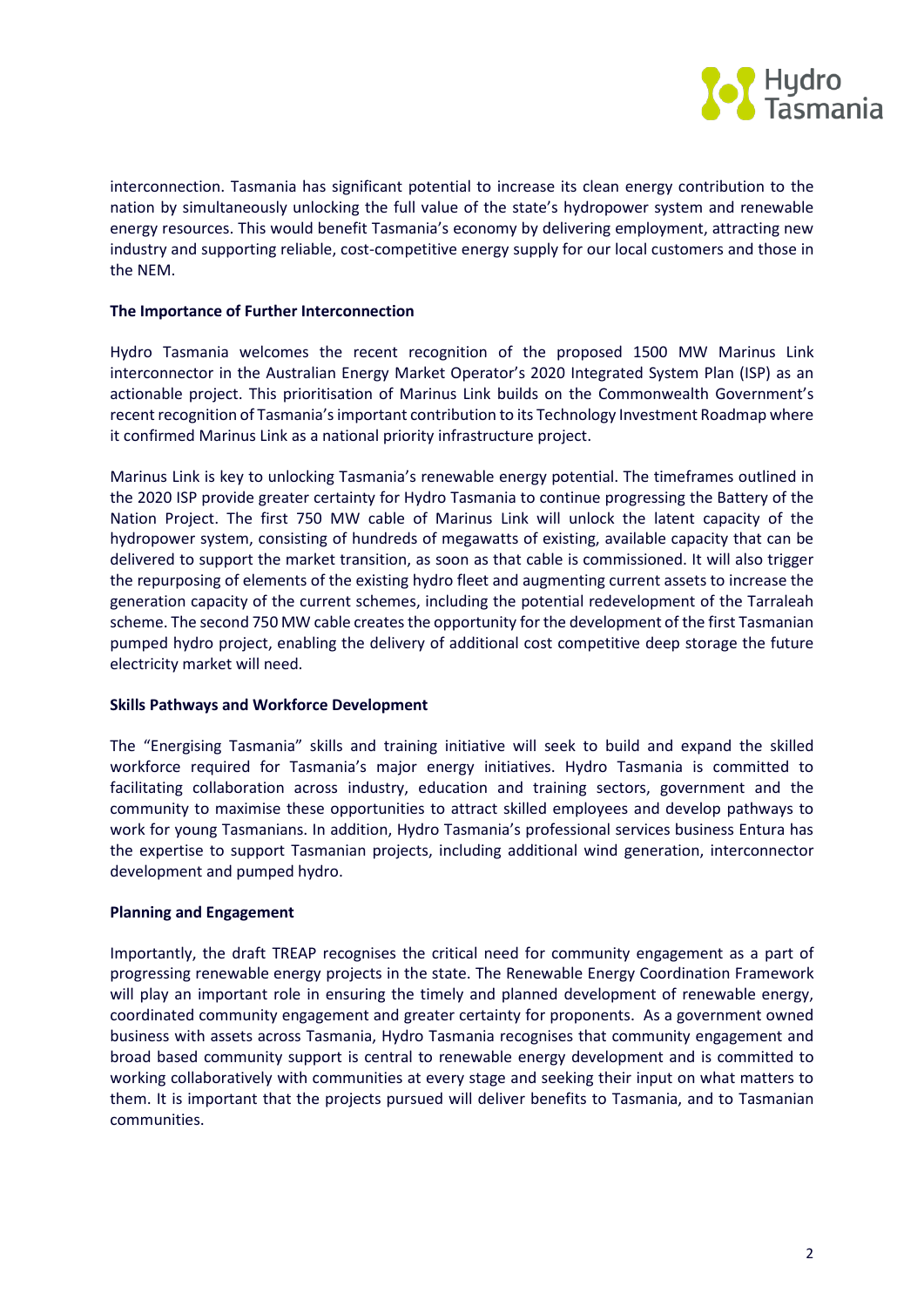interconnection. Tasmania has significant potential to increase its clean energy contribution to the nation by simultaneously unlocking the full value of the state's hydropower system and renewable energy resources. This would benefit Tasmania's economy by delivering employment, attracting new industry and supporting reliable, cost-competitive energy supply for our local customers and those in the NEM.

**The Importance of Further Interconnection**

Hydro Tasmania welcomes the recent recognition of the proposed 1500 MW Marinus Link interconnector in the Australian Energy Market Operator's 2020 Integrated System Plan (ISP) as an actionable project. This prioritisation of Marinus Link builds on the Commonwealth Government's recent recognition of Tasmania's important contribution to its Technology Investment Roadmap where it confirmed Marinus Link as a national priority infrastructure project.

Marinus Link is key to unlocking Tasmania's renewable energy potential. The timeframes outlined in the 2020 ISP provide greater certainty for Hydro Tasmania to continue progressing the Battery of the Nation Project. The first 750 MW cable of Marinus Link will unlock the latent capacity of the hydropower system, consisting of hundreds of megawatts of existing, available capacity that can be delivered to support the market transition, as soon as that cable is commissioned. It will also trigger the repurposing of elements of the existing hydro fleet and augmenting current assets to increase the generation capacity of the current schemes, including the potential redevelopment of the Tarraleah scheme. The second 750 MW cable creates the opportunity for the development of the first Tasmanian pumped hydro project, enabling the delivery of additional cost competitive deep storage the future electricity market will need.

**Skills Pathways and Workforce Development**

The "Energising Tasmania" skills and training initiative will seek to build and expand the skilled workforce required for Tasmania's major energy initiatives. Hydro Tasmania is committed to facilitating collaboration across industry, education and training sectors, government and the community to maximise these opportunities to attract skilled employees and develop pathways to work for young Tasmanians. In addition, Hydro Tasmania's professional services business Entura has the expertise to support Tasmanian projects, including additional wind generation, interconnector development and pumped hydro.

**Planning and Engagement**

Importantly, the draft TREAP recognises the critical need for community engagement as a part of progressing renewable energy projects in the state. The Renewable Energy Coordination Framework will play an important role in ensuring the timely and planned development of renewable energy, coordinated community engagement and greater certainty for proponents. As a government owned business with assets across Tasmania, Hydro Tasmania recognises that community engagement and broad based community support is central to renewable energy development and is committed to working collaboratively with communities at every stage and seeking their input on what matters to them. It is important that the projects pursued will deliver benefits to Tasmania, and to Tasmanian communities.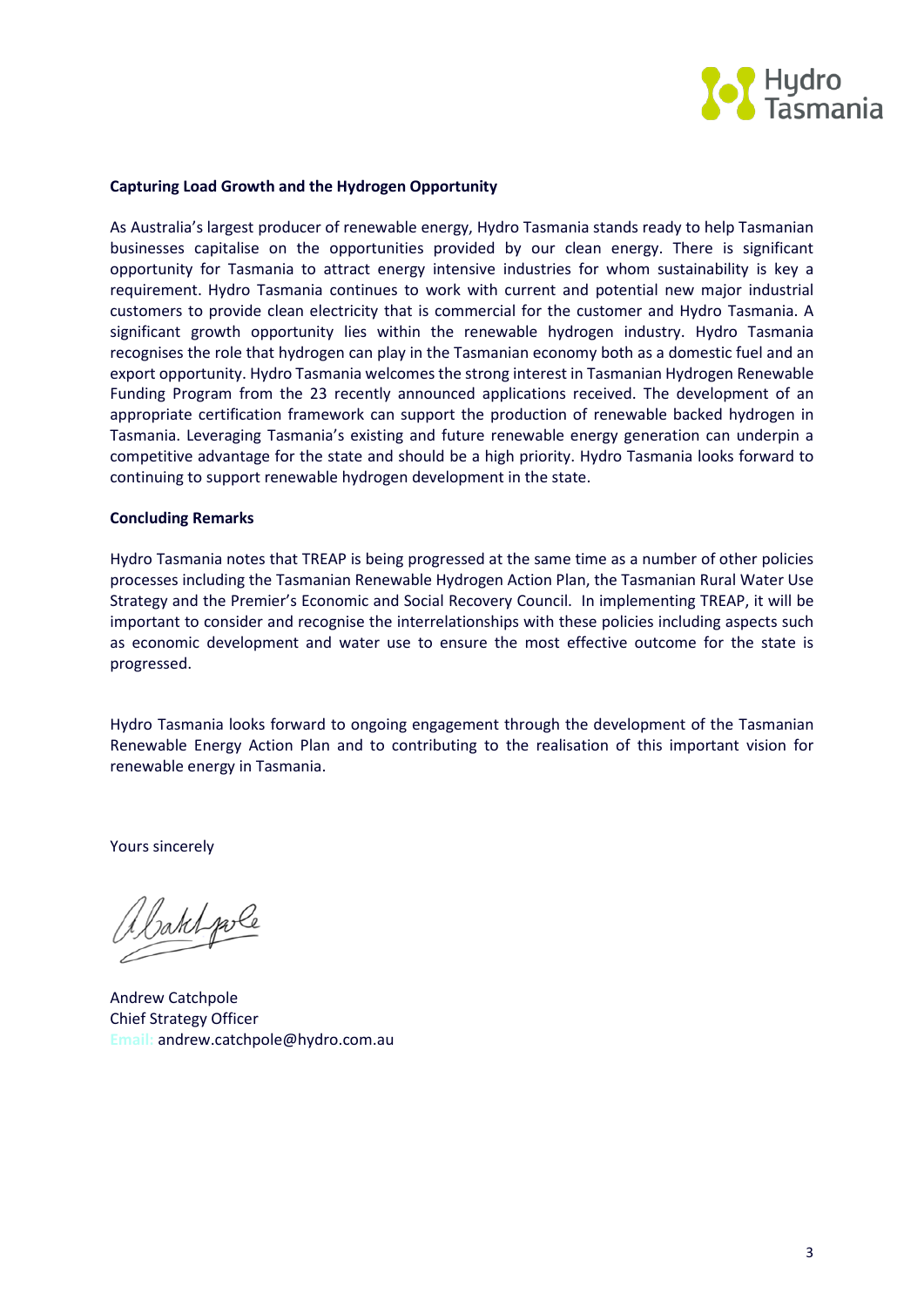**Capturing Load Growth and the Hydrogen Opportunity**

As Australia's largest producer of renewable energy, Hydro Tasmania stands ready to help Tasmanian businesses capitalise on the opportunities provided by our clean energy. There is significant opportunity for Tasmania to attract energy intensive industries for whom sustainability is key a requirement. Hydro Tasmania continues to work with current and potential new major industrial customers to provide clean electricity that is commercial for the customer and Hydro Tasmania. A significant growth opportunity lies within the renewable hydrogen industry. Hydro Tasmania recognises the role that hydrogen can play in the Tasmanian economy both as a domestic fuel and an export opportunity. Hydro Tasmania welcomes the strong interest in Tasmanian Hydrogen Renewable Funding Program from the 23 recently announced applications received. The development of an appropriate certification framework can support the production of renewable backed hydrogen in Tasmania. Leveraging Tasmania's existing and future renewable energy generation can underpin a competitive advantage for the state and should be a high priority. Hydro Tasmania looks forward to continuing to support renewable hydrogen development in the state.

**Concluding Remarks**

Hydro Tasmania notes that TREAP is being progressed at the same time as a number of other policies processes including the Tasmanian Renewable Hydrogen Action Plan, the Tasmanian Rural Water Use Strategy and the Premier's Economic and Social Recovery Council. In implementing TREAP, it will be important to consider and recognise the interrelationships with these policies including aspects such as economic development and water use to ensure the most effective outcome for the state is progressed.

Hydro Tasmania looks forward to ongoing engagement through the development of the Tasmanian Renewable Energy Action Plan and to contributing to the realisation of this important vision for renewable energy in Tasmania.

Yours sincerely

Andrew Catchpole
Chief Strategy Officer
Email: andrew.catchpole@hydro.com.au